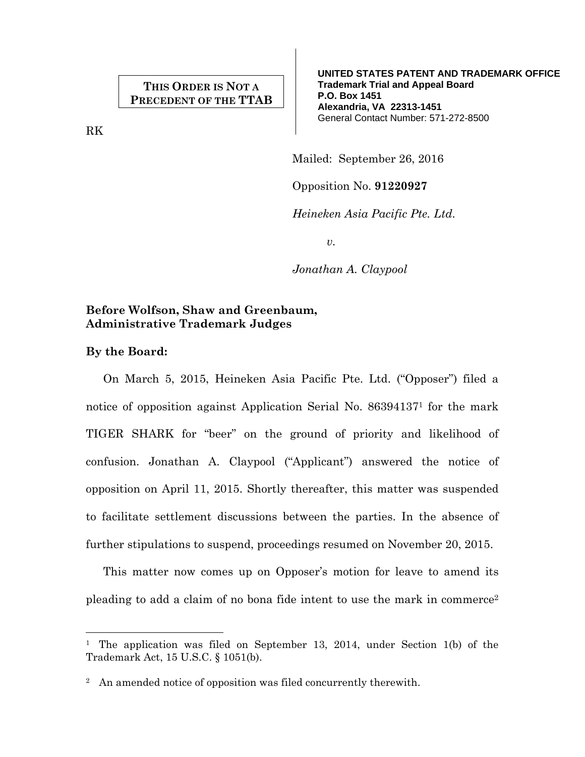**THIS ORDER IS NOT A PRECEDENT OF THE TTAB**

RK

**UNITED STATES PATENT AND TRADEMARK OFFICE**
**Trademark Trial and Appeal Board**
**P.O. Box 1451**
**Alexandria, VA 22313-1451**
General Contact Number: 571-272-8500

Mailed: September 26, 2016

Opposition No. **91220927**

*Heineken Asia Pacific Pte. Ltd.*

*v.*

*Jonathan A. Claypool*

**Before Wolfson, Shaw and Greenbaum, Administrative Trademark Judges**

**By the Board:**

On March 5, 2015, Heineken Asia Pacific Pte. Ltd. ("Opposer") filed a notice of opposition against Application Serial No. 86394137[1] for the mark TIGER SHARK for "beer" on the ground of priority and likelihood of confusion. Jonathan A. Claypool ("Applicant") answered the notice of opposition on April 11, 2015. Shortly thereafter, this matter was suspended to facilitate settlement discussions between the parties. In the absence of further stipulations to suspend, proceedings resumed on November 20, 2015.

This matter now comes up on Opposer's motion for leave to amend its pleading to add a claim of no bona fide intent to use the mark in commerce[2]

---

[1] The application was filed on September 13, 2014, under Section 1(b) of the Trademark Act, 15 U.S.C. § 1051(b).

[2] An amended notice of opposition was filed concurrently therewith.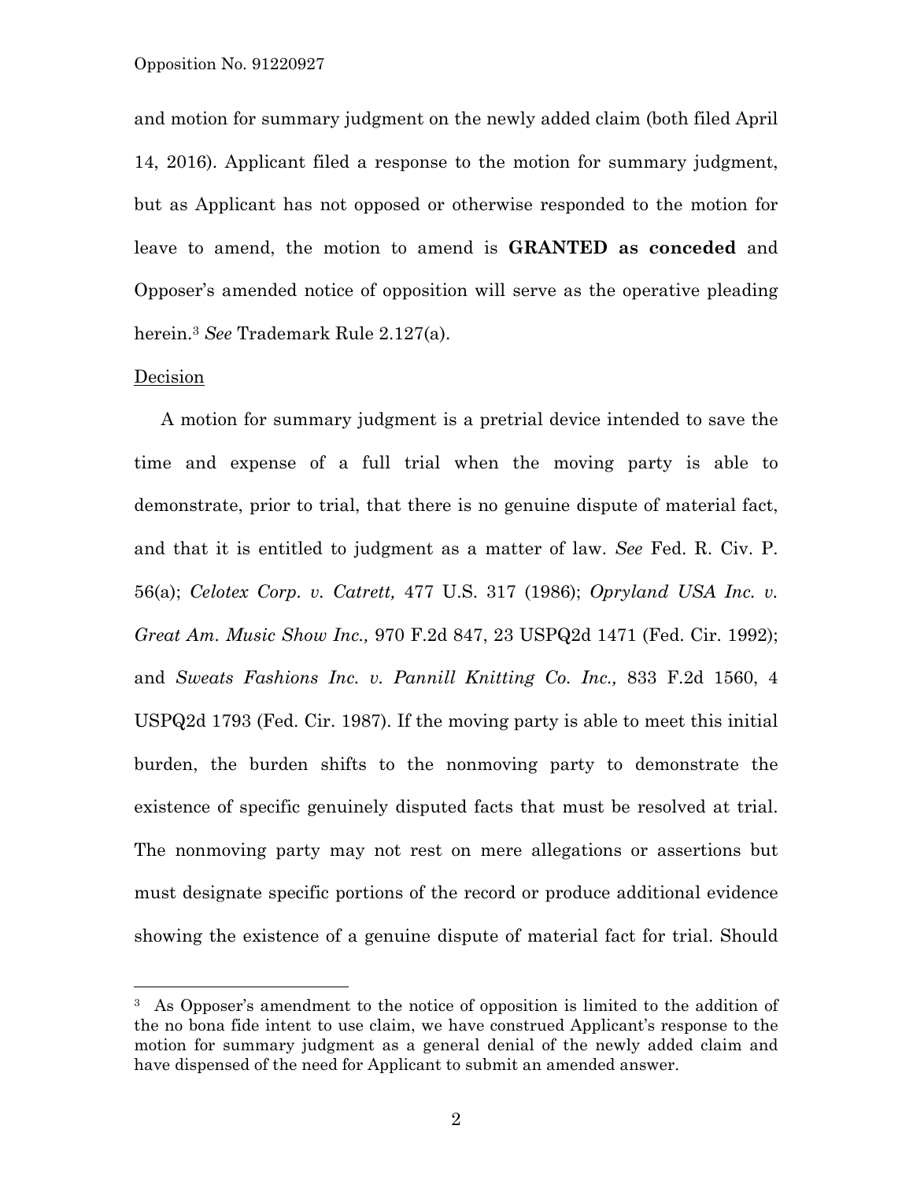and motion for summary judgment on the newly added claim (both filed April 14, 2016). Applicant filed a response to the motion for summary judgment, but as Applicant has not opposed or otherwise responded to the motion for leave to amend, the motion to amend is **GRANTED as conceded** and Opposer's amended notice of opposition will serve as the operative pleading herein.[3] *See* Trademark Rule 2.127(a).

Decision

A motion for summary judgment is a pretrial device intended to save the time and expense of a full trial when the moving party is able to demonstrate, prior to trial, that there is no genuine dispute of material fact, and that it is entitled to judgment as a matter of law. *See* Fed. R. Civ. P. 56(a); *Celotex Corp. v. Catrett,* 477 U.S. 317 (1986); *Opryland USA Inc. v. Great Am. Music Show Inc.,* 970 F.2d 847, 23 USPQ2d 1471 (Fed. Cir. 1992); and *Sweats Fashions Inc. v. Pannill Knitting Co. Inc.,* 833 F.2d 1560, 4 USPQ2d 1793 (Fed. Cir. 1987). If the moving party is able to meet this initial burden, the burden shifts to the nonmoving party to demonstrate the existence of specific genuinely disputed facts that must be resolved at trial. The nonmoving party may not rest on mere allegations or assertions but must designate specific portions of the record or produce additional evidence showing the existence of a genuine dispute of material fact for trial. Should

[3] As Opposer's amendment to the notice of opposition is limited to the addition of the no bona fide intent to use claim, we have construed Applicant's response to the motion for summary judgment as a general denial of the newly added claim and have dispensed of the need for Applicant to submit an amended answer.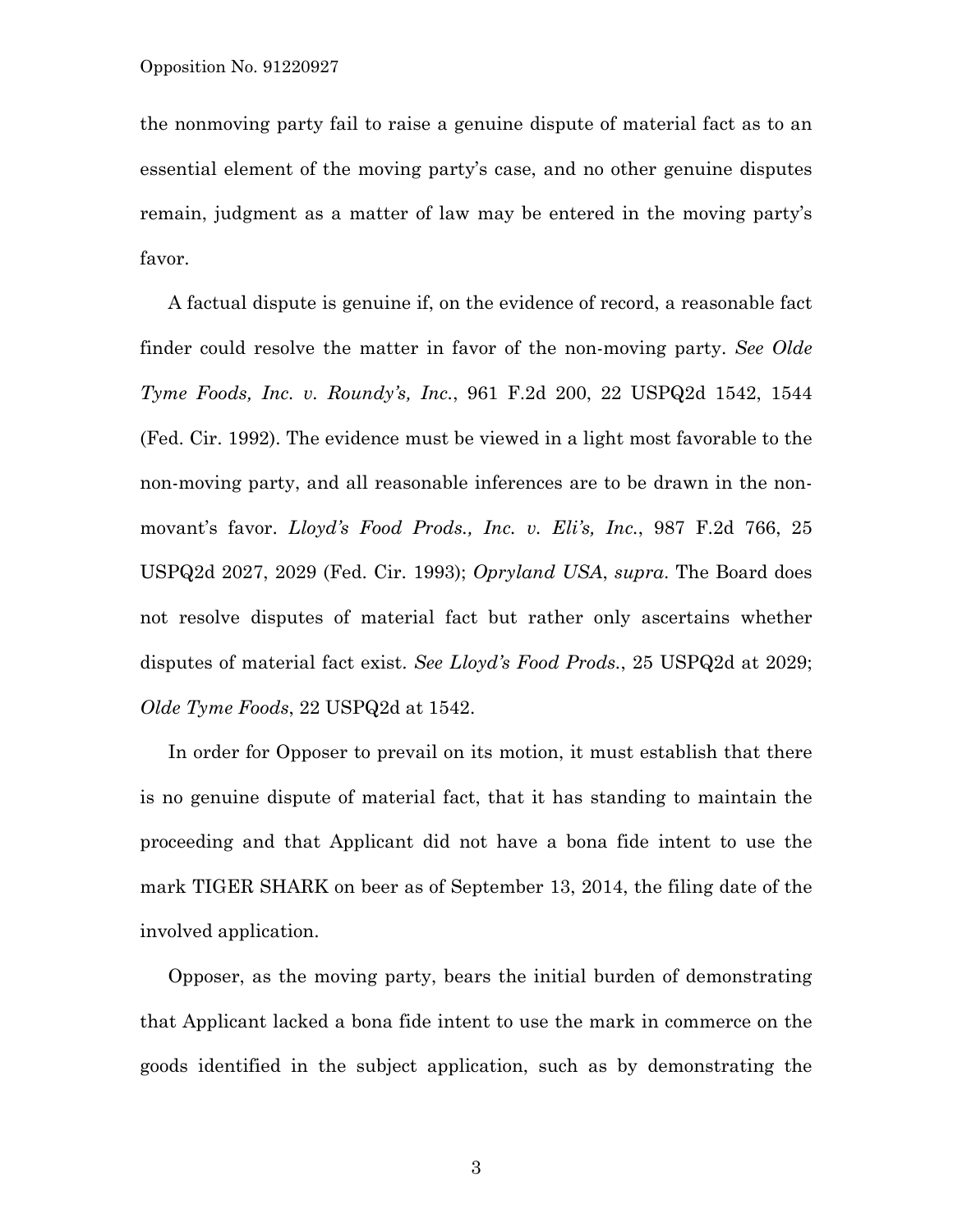the nonmoving party fail to raise a genuine dispute of material fact as to an essential element of the moving party's case, and no other genuine disputes remain, judgment as a matter of law may be entered in the moving party's favor.

A factual dispute is genuine if, on the evidence of record, a reasonable fact finder could resolve the matter in favor of the non-moving party. *See Olde Tyme Foods, Inc. v. Roundy's, Inc.*, 961 F.2d 200, 22 USPQ2d 1542, 1544 (Fed. Cir. 1992). The evidence must be viewed in a light most favorable to the non-moving party, and all reasonable inferences are to be drawn in the non-movant's favor. *Lloyd's Food Prods., Inc. v. Eli's, Inc.*, 987 F.2d 766, 25 USPQ2d 2027, 2029 (Fed. Cir. 1993); *Opryland USA*, *supra*. The Board does not resolve disputes of material fact but rather only ascertains whether disputes of material fact exist. *See Lloyd's Food Prods.*, 25 USPQ2d at 2029; *Olde Tyme Foods*, 22 USPQ2d at 1542.

In order for Opposer to prevail on its motion, it must establish that there is no genuine dispute of material fact, that it has standing to maintain the proceeding and that Applicant did not have a bona fide intent to use the mark TIGER SHARK on beer as of September 13, 2014, the filing date of the involved application.

Opposer, as the moving party, bears the initial burden of demonstrating that Applicant lacked a bona fide intent to use the mark in commerce on the goods identified in the subject application, such as by demonstrating the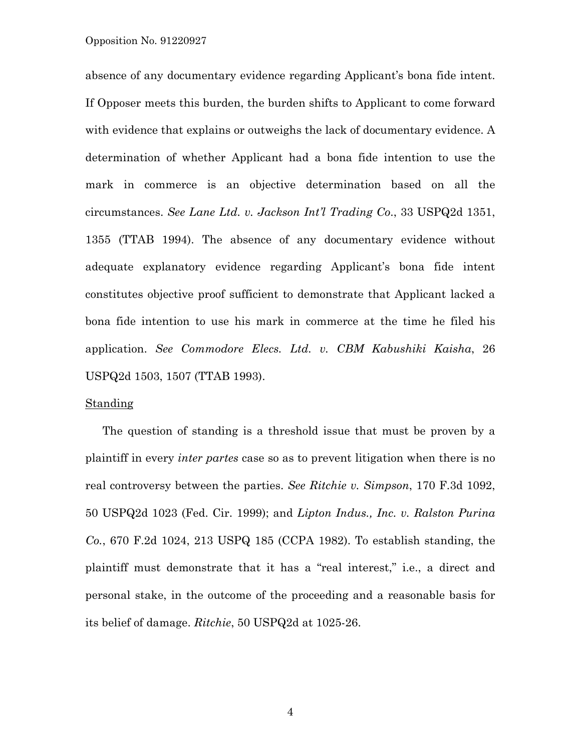absence of any documentary evidence regarding Applicant's bona fide intent. If Opposer meets this burden, the burden shifts to Applicant to come forward with evidence that explains or outweighs the lack of documentary evidence. A determination of whether Applicant had a bona fide intention to use the mark in commerce is an objective determination based on all the circumstances. *See Lane Ltd. v. Jackson Int'l Trading Co.*, 33 USPQ2d 1351, 1355 (TTAB 1994). The absence of any documentary evidence without adequate explanatory evidence regarding Applicant's bona fide intent constitutes objective proof sufficient to demonstrate that Applicant lacked a bona fide intention to use his mark in commerce at the time he filed his application. *See Commodore Elecs. Ltd. v. CBM Kabushiki Kaisha*, 26 USPQ2d 1503, 1507 (TTAB 1993).

<u>Standing</u>

The question of standing is a threshold issue that must be proven by a plaintiff in every *inter partes* case so as to prevent litigation when there is no real controversy between the parties. *See Ritchie v. Simpson*, 170 F.3d 1092, 50 USPQ2d 1023 (Fed. Cir. 1999); and *Lipton Indus., Inc. v. Ralston Purina Co.*, 670 F.2d 1024, 213 USPQ 185 (CCPA 1982). To establish standing, the plaintiff must demonstrate that it has a "real interest," i.e., a direct and personal stake, in the outcome of the proceeding and a reasonable basis for its belief of damage. *Ritchie*, 50 USPQ2d at 1025-26.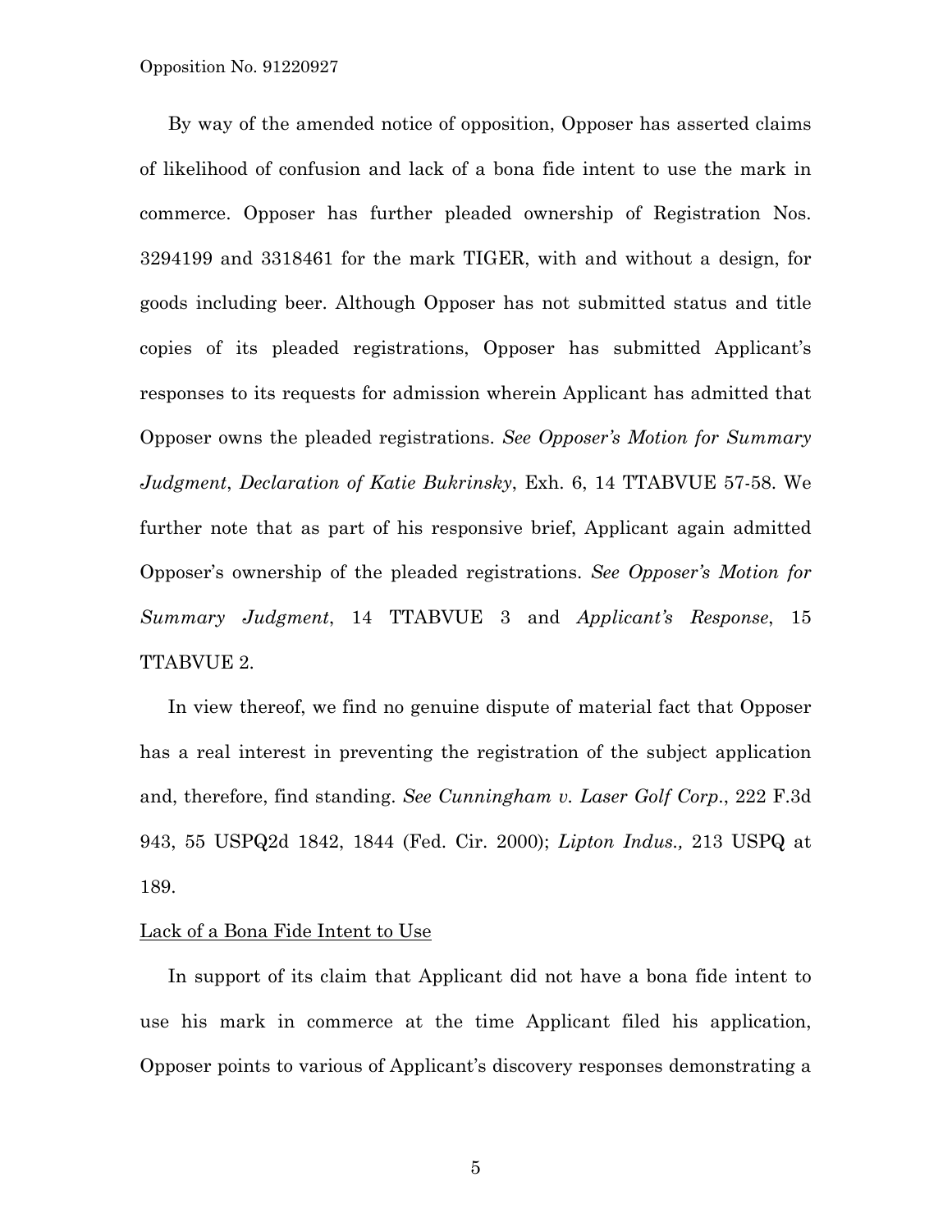By way of the amended notice of opposition, Opposer has asserted claims of likelihood of confusion and lack of a bona fide intent to use the mark in commerce. Opposer has further pleaded ownership of Registration Nos. 3294199 and 3318461 for the mark TIGER, with and without a design, for goods including beer. Although Opposer has not submitted status and title copies of its pleaded registrations, Opposer has submitted Applicant's responses to its requests for admission wherein Applicant has admitted that Opposer owns the pleaded registrations. *See Opposer's Motion for Summary Judgment*, *Declaration of Katie Bukrinsky*, Exh. 6, 14 TTABVUE 57-58. We further note that as part of his responsive brief, Applicant again admitted Opposer's ownership of the pleaded registrations. *See Opposer's Motion for Summary Judgment*, 14 TTABVUE 3 and *Applicant's Response*, 15 TTABVUE 2.

In view thereof, we find no genuine dispute of material fact that Opposer has a real interest in preventing the registration of the subject application and, therefore, find standing. *See Cunningham v. Laser Golf Corp*., 222 F.3d 943, 55 USPQ2d 1842, 1844 (Fed. Cir. 2000); *Lipton Indus.,* 213 USPQ at 189.

<u>Lack of a Bona Fide Intent to Use</u>

In support of its claim that Applicant did not have a bona fide intent to use his mark in commerce at the time Applicant filed his application, Opposer points to various of Applicant's discovery responses demonstrating a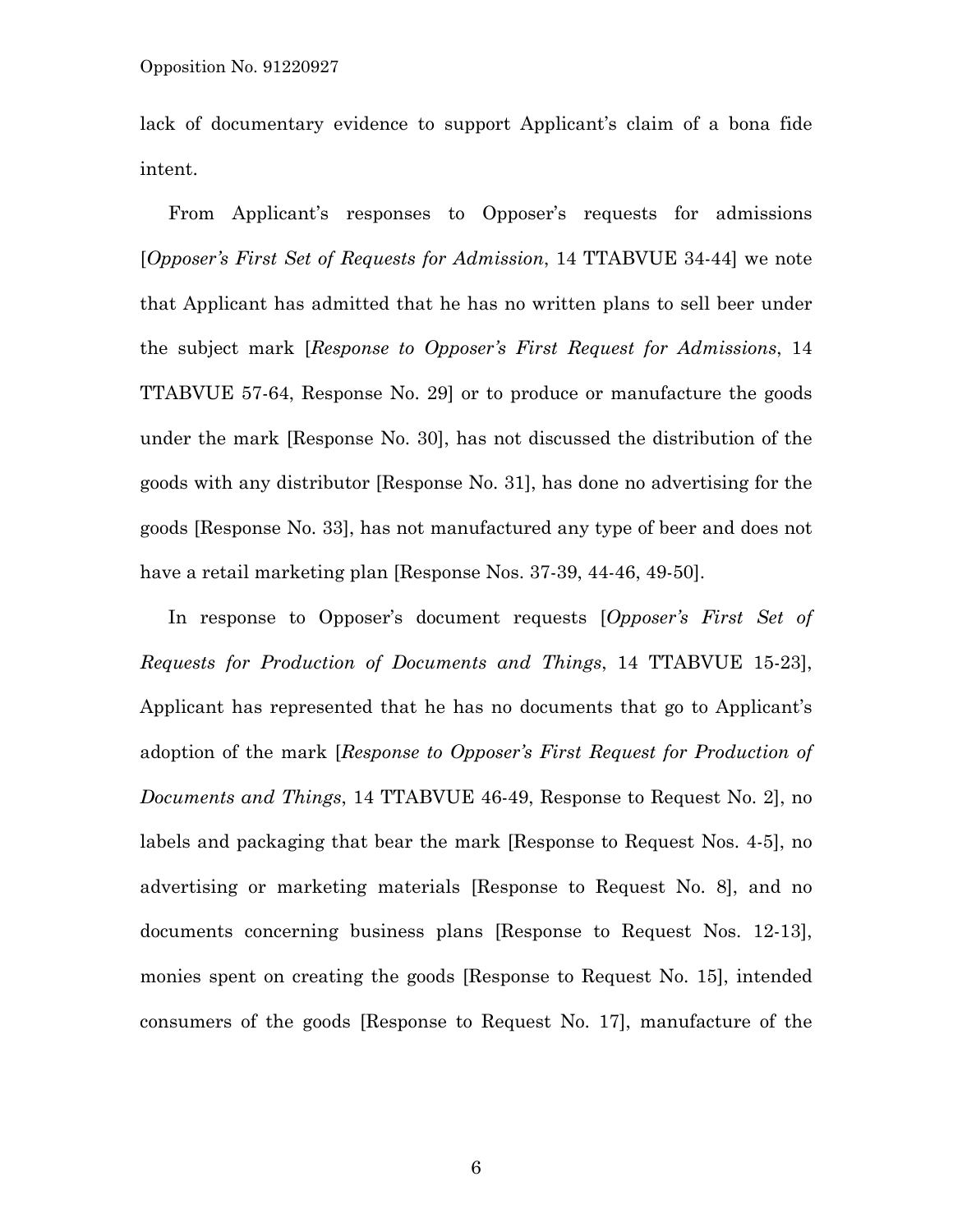lack of documentary evidence to support Applicant's claim of a bona fide intent.

From Applicant's responses to Opposer's requests for admissions [*Opposer's First Set of Requests for Admission*, 14 TTABVUE 34-44] we note that Applicant has admitted that he has no written plans to sell beer under the subject mark [*Response to Opposer's First Request for Admissions*, 14 TTABVUE 57-64, Response No. 29] or to produce or manufacture the goods under the mark [Response No. 30], has not discussed the distribution of the goods with any distributor [Response No. 31], has done no advertising for the goods [Response No. 33], has not manufactured any type of beer and does not have a retail marketing plan [Response Nos. 37-39, 44-46, 49-50].

In response to Opposer's document requests [*Opposer's First Set of Requests for Production of Documents and Things*, 14 TTABVUE 15-23], Applicant has represented that he has no documents that go to Applicant's adoption of the mark [*Response to Opposer's First Request for Production of Documents and Things*, 14 TTABVUE 46-49, Response to Request No. 2], no labels and packaging that bear the mark [Response to Request Nos. 4-5], no advertising or marketing materials [Response to Request No. 8], and no documents concerning business plans [Response to Request Nos. 12-13], monies spent on creating the goods [Response to Request No. 15], intended consumers of the goods [Response to Request No. 17], manufacture of the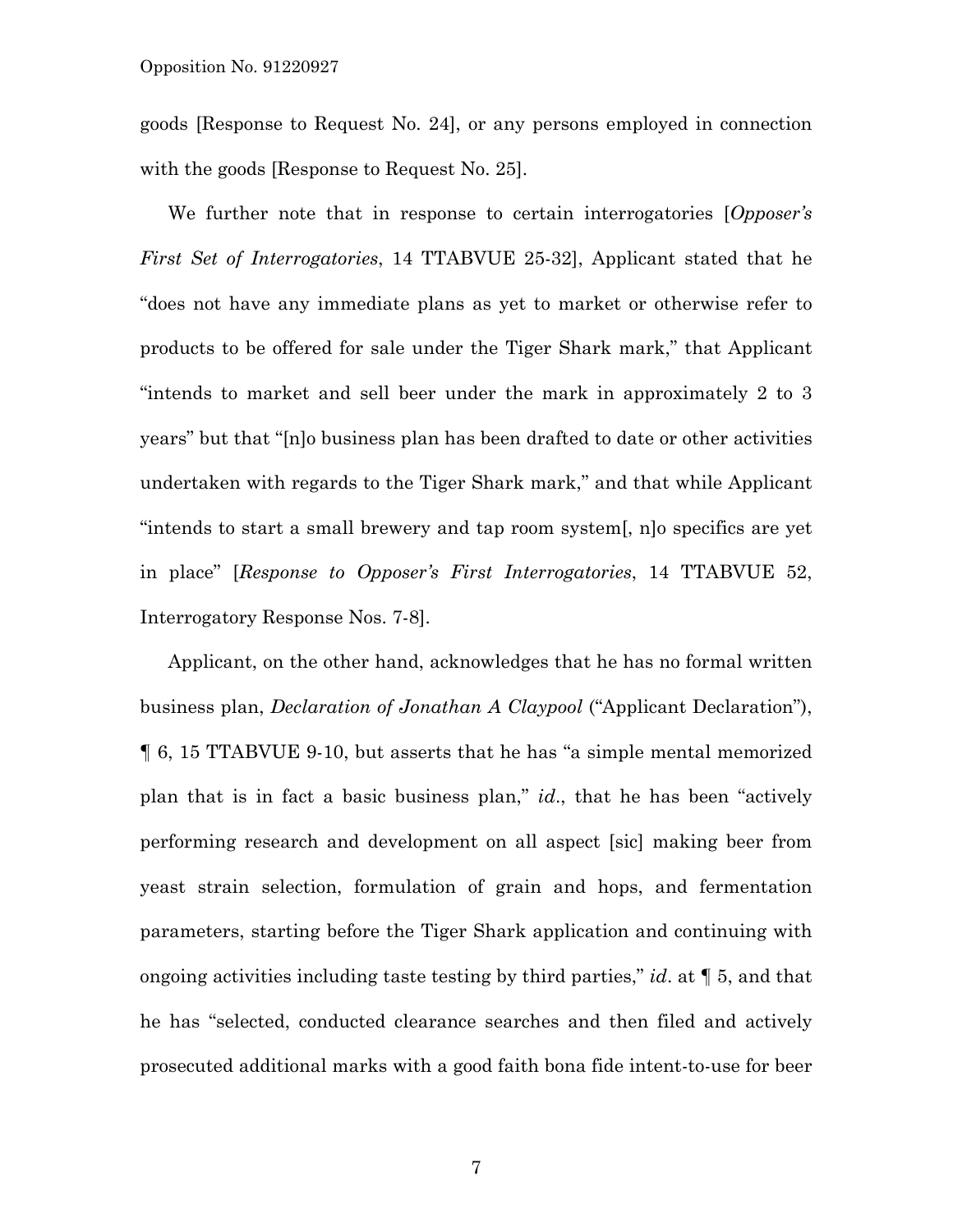goods [Response to Request No. 24], or any persons employed in connection with the goods [Response to Request No. 25].

We further note that in response to certain interrogatories [*Opposer's First Set of Interrogatories*, 14 TTABVUE 25-32], Applicant stated that he "does not have any immediate plans as yet to market or otherwise refer to products to be offered for sale under the Tiger Shark mark," that Applicant "intends to market and sell beer under the mark in approximately 2 to 3 years" but that "[n]o business plan has been drafted to date or other activities undertaken with regards to the Tiger Shark mark," and that while Applicant "intends to start a small brewery and tap room system[, n]o specifics are yet in place" [*Response to Opposer's First Interrogatories*, 14 TTABVUE 52, Interrogatory Response Nos. 7-8].

Applicant, on the other hand, acknowledges that he has no formal written business plan, *Declaration of Jonathan A Claypool* ("Applicant Declaration"), ¶ 6, 15 TTABVUE 9-10, but asserts that he has "a simple mental memorized plan that is in fact a basic business plan," *id*., that he has been "actively performing research and development on all aspect [sic] making beer from yeast strain selection, formulation of grain and hops, and fermentation parameters, starting before the Tiger Shark application and continuing with ongoing activities including taste testing by third parties," *id*. at ¶ 5, and that he has "selected, conducted clearance searches and then filed and actively prosecuted additional marks with a good faith bona fide intent-to-use for beer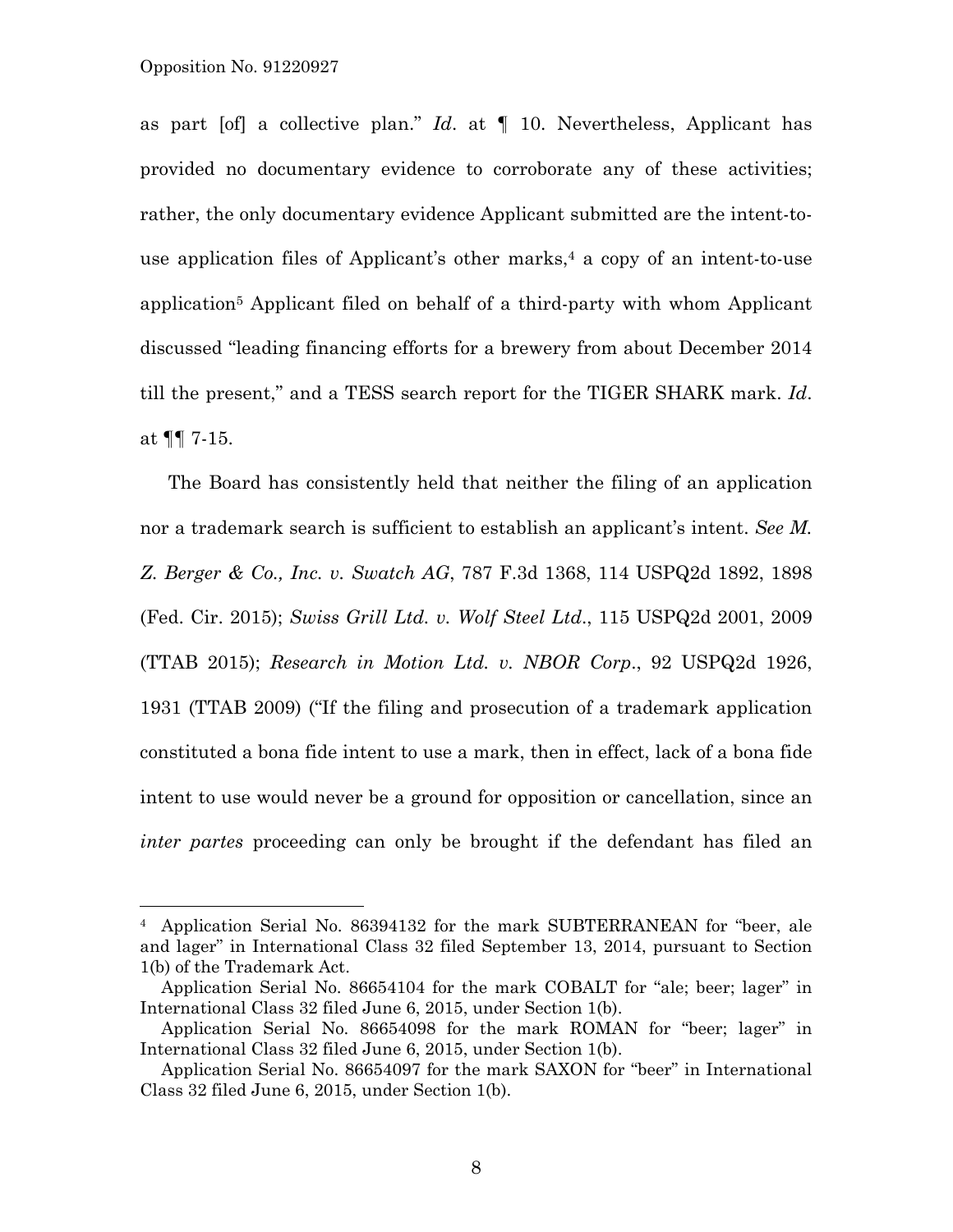as part [of] a collective plan." *Id*. at ¶ 10. Nevertheless, Applicant has provided no documentary evidence to corroborate any of these activities; rather, the only documentary evidence Applicant submitted are the intent-to-use application files of Applicant's other marks,[4] a copy of an intent-to-use application[5] Applicant filed on behalf of a third-party with whom Applicant discussed "leading financing efforts for a brewery from about December 2014 till the present," and a TESS search report for the TIGER SHARK mark. *Id*. at ¶¶ 7-15.

The Board has consistently held that neither the filing of an application nor a trademark search is sufficient to establish an applicant's intent. *See M. Z. Berger & Co., Inc. v. Swatch AG*, 787 F.3d 1368, 114 USPQ2d 1892, 1898 (Fed. Cir. 2015); *Swiss Grill Ltd. v. Wolf Steel Ltd*., 115 USPQ2d 2001, 2009 (TTAB 2015); *Research in Motion Ltd. v. NBOR Corp*., 92 USPQ2d 1926, 1931 (TTAB 2009) ("If the filing and prosecution of a trademark application constituted a bona fide intent to use a mark, then in effect, lack of a bona fide intent to use would never be a ground for opposition or cancellation, since an *inter partes* proceeding can only be brought if the defendant has filed an

---

[4] Application Serial No. 86394132 for the mark SUBTERRANEAN for "beer, ale and lager" in International Class 32 filed September 13, 2014, pursuant to Section 1(b) of the Trademark Act.

Application Serial No. 86654104 for the mark COBALT for "ale; beer; lager" in International Class 32 filed June 6, 2015, under Section 1(b).

Application Serial No. 86654098 for the mark ROMAN for "beer; lager" in International Class 32 filed June 6, 2015, under Section 1(b).

Application Serial No. 86654097 for the mark SAXON for "beer" in International Class 32 filed June 6, 2015, under Section 1(b).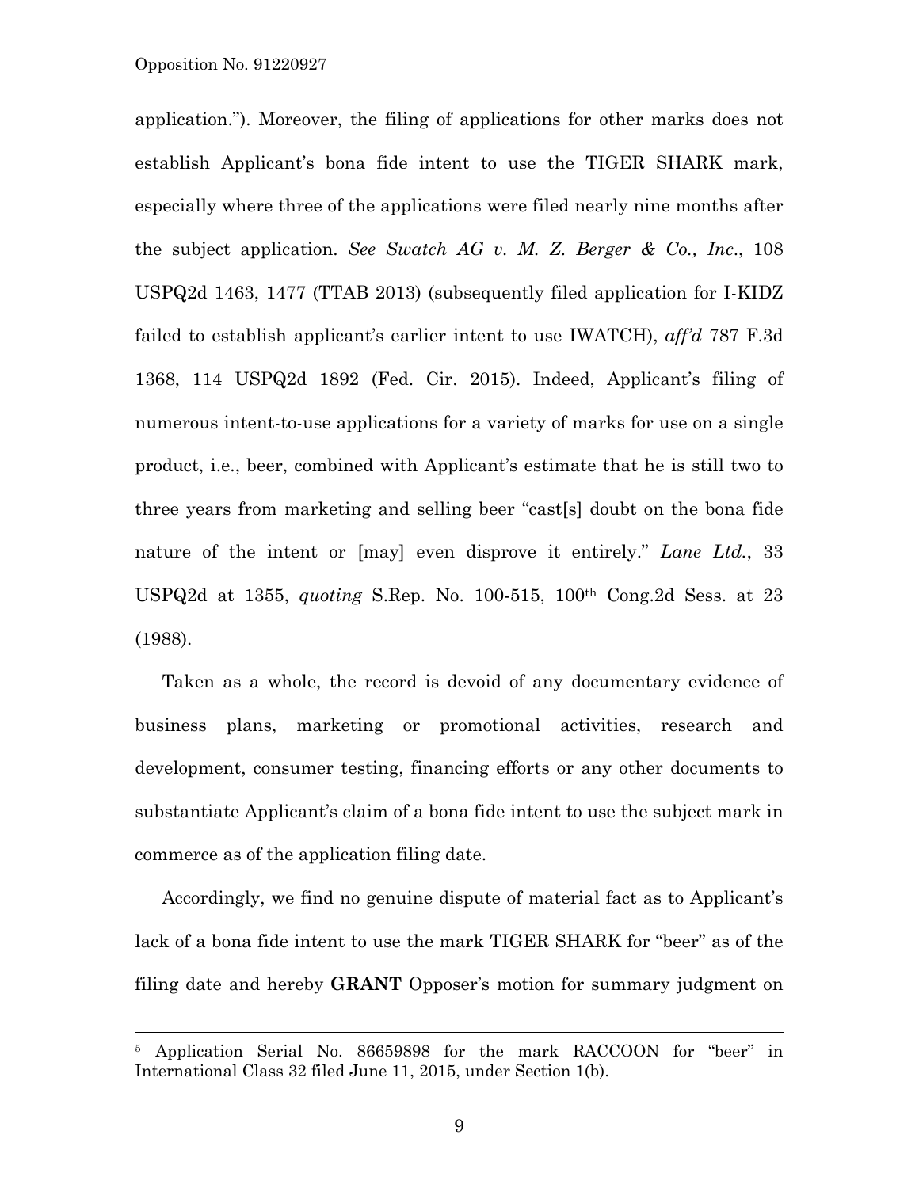application."). Moreover, the filing of applications for other marks does not establish Applicant's bona fide intent to use the TIGER SHARK mark, especially where three of the applications were filed nearly nine months after the subject application. *See Swatch AG v. M. Z. Berger & Co., Inc.*, 108 USPQ2d 1463, 1477 (TTAB 2013) (subsequently filed application for I-KIDZ failed to establish applicant's earlier intent to use IWATCH), *aff'd* 787 F.3d 1368, 114 USPQ2d 1892 (Fed. Cir. 2015). Indeed, Applicant's filing of numerous intent-to-use applications for a variety of marks for use on a single product, i.e., beer, combined with Applicant's estimate that he is still two to three years from marketing and selling beer "cast[s] doubt on the bona fide nature of the intent or [may] even disprove it entirely." *Lane Ltd.*, 33 USPQ2d at 1355, *quoting* S.Rep. No. 100-515, 100th Cong.2d Sess. at 23 (1988).

Taken as a whole, the record is devoid of any documentary evidence of business plans, marketing or promotional activities, research and development, consumer testing, financing efforts or any other documents to substantiate Applicant's claim of a bona fide intent to use the subject mark in commerce as of the application filing date.

Accordingly, we find no genuine dispute of material fact as to Applicant's lack of a bona fide intent to use the mark TIGER SHARK for "beer" as of the filing date and hereby **GRANT** Opposer's motion for summary judgment on

---

[5] Application Serial No. 86659898 for the mark RACCOON for "beer" in International Class 32 filed June 11, 2015, under Section 1(b).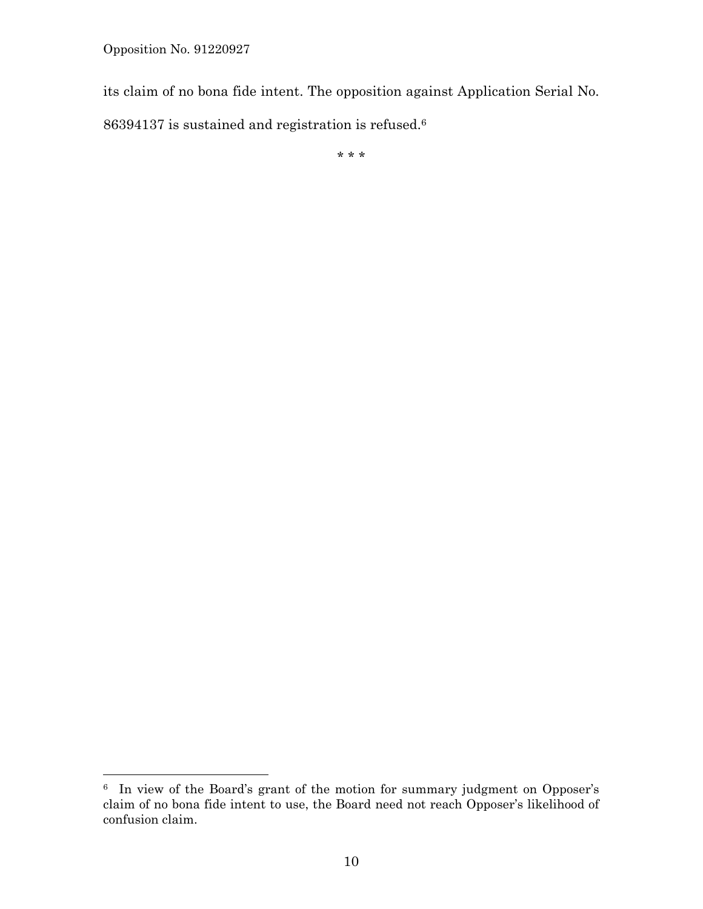its claim of no bona fide intent. The opposition against Application Serial No. 86394137 is sustained and registration is refused.[6]

* * *

---

[6] In view of the Board's grant of the motion for summary judgment on Opposer's claim of no bona fide intent to use, the Board need not reach Opposer's likelihood of confusion claim.